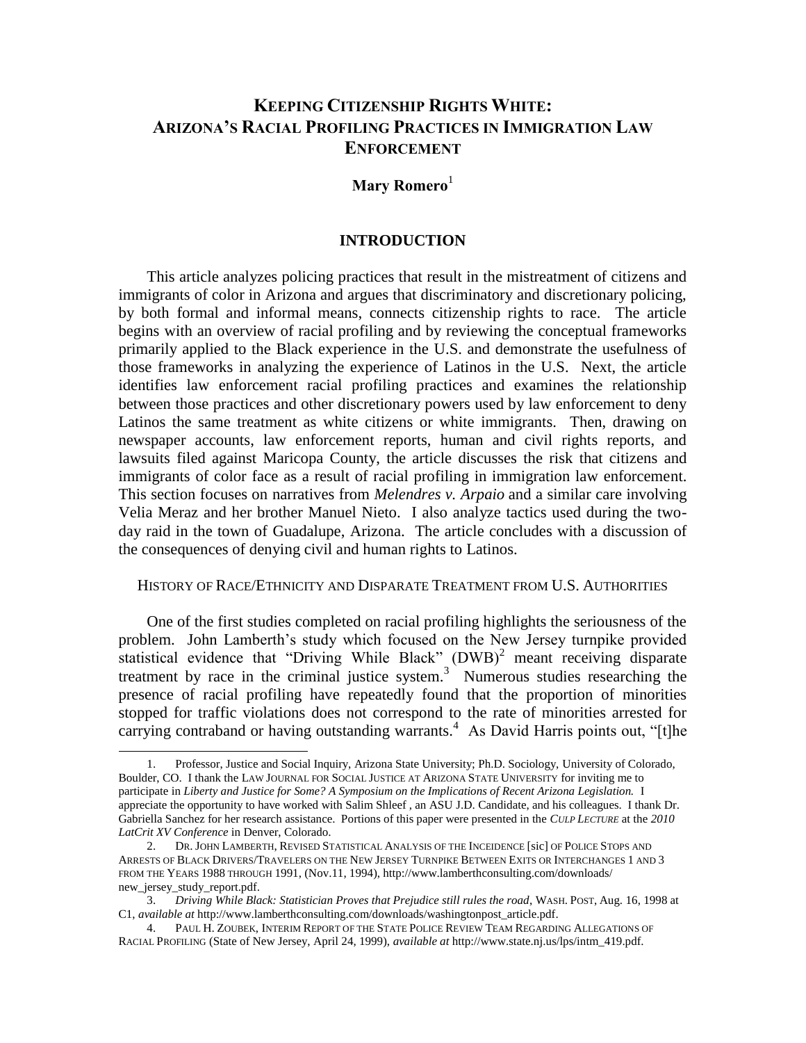# KEEPING CITIZENSHIP RIGHTS WHITE: ARIZONA'S RACIAL PROFILING PRACTICES IN IMMIGRATION LAW ENFORCEMENT

**Mary Romero**[1]

## INTRODUCTION

This article analyzes policing practices that result in the mistreatment of citizens and immigrants of color in Arizona and argues that discriminatory and discretionary policing, by both formal and informal means, connects citizenship rights to race. The article begins with an overview of racial profiling and by reviewing the conceptual frameworks primarily applied to the Black experience in the U.S. and demonstrate the usefulness of those frameworks in analyzing the experience of Latinos in the U.S. Next, the article identifies law enforcement racial profiling practices and examines the relationship between those practices and other discretionary powers used by law enforcement to deny Latinos the same treatment as white citizens or white immigrants. Then, drawing on newspaper accounts, law enforcement reports, human and civil rights reports, and lawsuits filed against Maricopa County, the article discusses the risk that citizens and immigrants of color face as a result of racial profiling in immigration law enforcement. This section focuses on narratives from *Melendres v. Arpaio* and a similar care involving Velia Meraz and her brother Manuel Nieto. I also analyze tactics used during the two-day raid in the town of Guadalupe, Arizona. The article concludes with a discussion of the consequences of denying civil and human rights to Latinos.

### HISTORY OF RACE/ETHNICITY AND DISPARATE TREATMENT FROM U.S. AUTHORITIES

One of the first studies completed on racial profiling highlights the seriousness of the problem. John Lamberth's study which focused on the New Jersey turnpike provided statistical evidence that "Driving While Black" (DWB)[2] meant receiving disparate treatment by race in the criminal justice system.[3] Numerous studies researching the presence of racial profiling have repeatedly found that the proportion of minorities stopped for traffic violations does not correspond to the rate of minorities arrested for carrying contraband or having outstanding warrants.[4] As David Harris points out, "[t]he

---

1. Professor, Justice and Social Inquiry, Arizona State University; Ph.D. Sociology, University of Colorado, Boulder, CO. I thank the LAW JOURNAL FOR SOCIAL JUSTICE AT ARIZONA STATE UNIVERSITY for inviting me to participate in *Liberty and Justice for Some? A Symposium on the Implications of Recent Arizona Legislation.* I appreciate the opportunity to have worked with Salim Shleef , an ASU J.D. Candidate, and his colleagues. I thank Dr. Gabriella Sanchez for her research assistance. Portions of this paper were presented in the *CULP LECTURE* at the *2010 LatCrit XV Conference* in Denver, Colorado.

2. DR. JOHN LAMBERTH, REVISED STATISTICAL ANALYSIS OF THE INCEIDENCE [sic] OF POLICE STOPS AND ARRESTS OF BLACK DRIVERS/TRAVELERS ON THE NEW JERSEY TURNPIKE BETWEEN EXITS OR INTERCHANGES 1 AND 3 FROM THE YEARS 1988 THROUGH 1991, (Nov.11, 1994), http://www.lamberthconsulting.com/downloads/new_jersey_study_report.pdf.

3. *Driving While Black: Statistician Proves that Prejudice still rules the road*, WASH. POST, Aug. 16, 1998 at C1, *available at* http://www.lamberthconsulting.com/downloads/washingtonpost_article.pdf.

4. PAUL H. ZOUBEK, INTERIM REPORT OF THE STATE POLICE REVIEW TEAM REGARDING ALLEGATIONS OF RACIAL PROFILING (State of New Jersey, April 24, 1999), *available at* http://www.state.nj.us/lps/intm_419.pdf.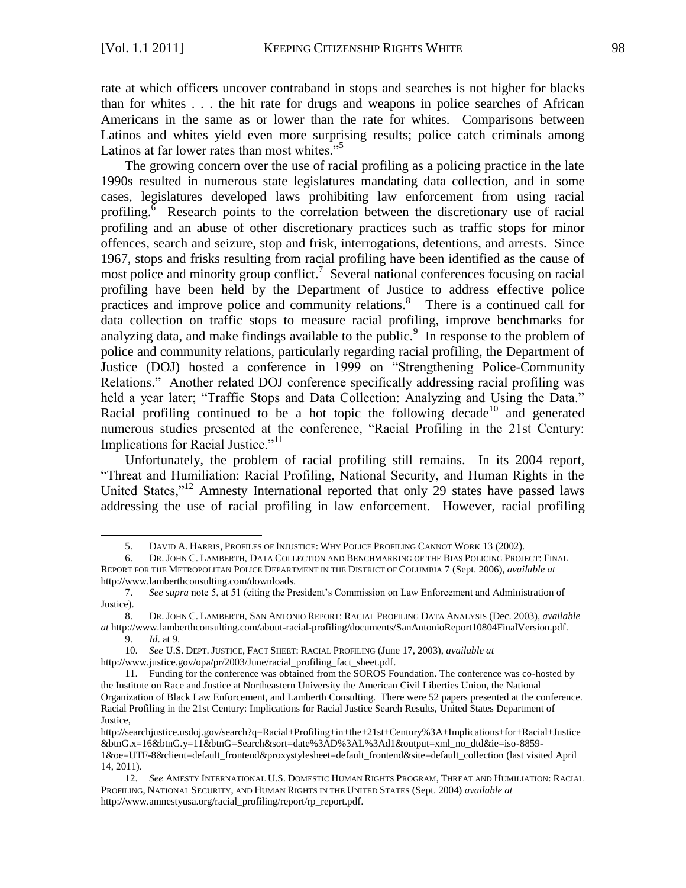rate at which officers uncover contraband in stops and searches is not higher for blacks than for whites . . . the hit rate for drugs and weapons in police searches of African Americans in the same as or lower than the rate for whites. Comparisons between Latinos and whites yield even more surprising results; police catch criminals among Latinos at far lower rates than most whites."[5]

The growing concern over the use of racial profiling as a policing practice in the late 1990s resulted in numerous state legislatures mandating data collection, and in some cases, legislatures developed laws prohibiting law enforcement from using racial profiling.[6] Research points to the correlation between the discretionary use of racial profiling and an abuse of other discretionary practices such as traffic stops for minor offences, search and seizure, stop and frisk, interrogations, detentions, and arrests. Since 1967, stops and frisks resulting from racial profiling have been identified as the cause of most police and minority group conflict.[7] Several national conferences focusing on racial profiling have been held by the Department of Justice to address effective police practices and improve police and community relations.[8] There is a continued call for data collection on traffic stops to measure racial profiling, improve benchmarks for analyzing data, and make findings available to the public.[9] In response to the problem of police and community relations, particularly regarding racial profiling, the Department of Justice (DOJ) hosted a conference in 1999 on "Strengthening Police-Community Relations." Another related DOJ conference specifically addressing racial profiling was held a year later; "Traffic Stops and Data Collection: Analyzing and Using the Data." Racial profiling continued to be a hot topic the following decade[10] and generated numerous studies presented at the conference, "Racial Profiling in the 21st Century: Implications for Racial Justice."[11]

Unfortunately, the problem of racial profiling still remains. In its 2004 report, "Threat and Humiliation: Racial Profiling, National Security, and Human Rights in the United States,"[12] Amnesty International reported that only 29 states have passed laws addressing the use of racial profiling in law enforcement. However, racial profiling

---

5. DAVID A. HARRIS, PROFILES OF INJUSTICE: WHY POLICE PROFILING CANNOT WORK 13 (2002).

6. DR. JOHN C. LAMBERTH, DATA COLLECTION AND BENCHMARKING OF THE BIAS POLICING PROJECT: FINAL REPORT FOR THE METROPOLITAN POLICE DEPARTMENT IN THE DISTRICT OF COLUMBIA 7 (Sept. 2006), *available at* http://www.lamberthconsulting.com/downloads.

7. *See supra* note 5, at 51 (citing the President's Commission on Law Enforcement and Administration of Justice).

8. DR. JOHN C. LAMBERTH, SAN ANTONIO REPORT: RACIAL PROFILING DATA ANALYSIS (Dec. 2003), *available at* http://www.lamberthconsulting.com/about-racial-profiling/documents/SanAntonioReport10804FinalVersion.pdf.

9. *Id*. at 9.

10. *See* U.S. DEPT. JUSTICE, FACT SHEET: RACIAL PROFILING (June 17, 2003), *available at* http://www.justice.gov/opa/pr/2003/June/racial_profiling_fact_sheet.pdf.

11. Funding for the conference was obtained from the SOROS Foundation. The conference was co-hosted by the Institute on Race and Justice at Northeastern University the American Civil Liberties Union, the National Organization of Black Law Enforcement, and Lamberth Consulting. There were 52 papers presented at the conference. Racial Profiling in the 21st Century: Implications for Racial Justice Search Results, United States Department of Justice, http://searchjustice.usdoj.gov/search?q=Racial+Profiling+in+the+21st+Century%3A+Implications+for+Racial+Justice&btnG.x=16&btnG.y=11&btnG=Search&sort=date%3AD%3AL%3Ad1&output=xml_no_dtd&ie=iso-8859-1&oe=UTF-8&client=default_frontend&proxystylesheet=default_frontend&site=default_collection (last visited April 14, 2011).

12. *See* AMESTY INTERNATIONAL U.S. DOMESTIC HUMAN RIGHTS PROGRAM, THREAT AND HUMILIATION: RACIAL PROFILING, NATIONAL SECURITY, AND HUMAN RIGHTS IN THE UNITED STATES (Sept. 2004) *available at* http://www.amnestyusa.org/racial_profiling/report/rp_report.pdf.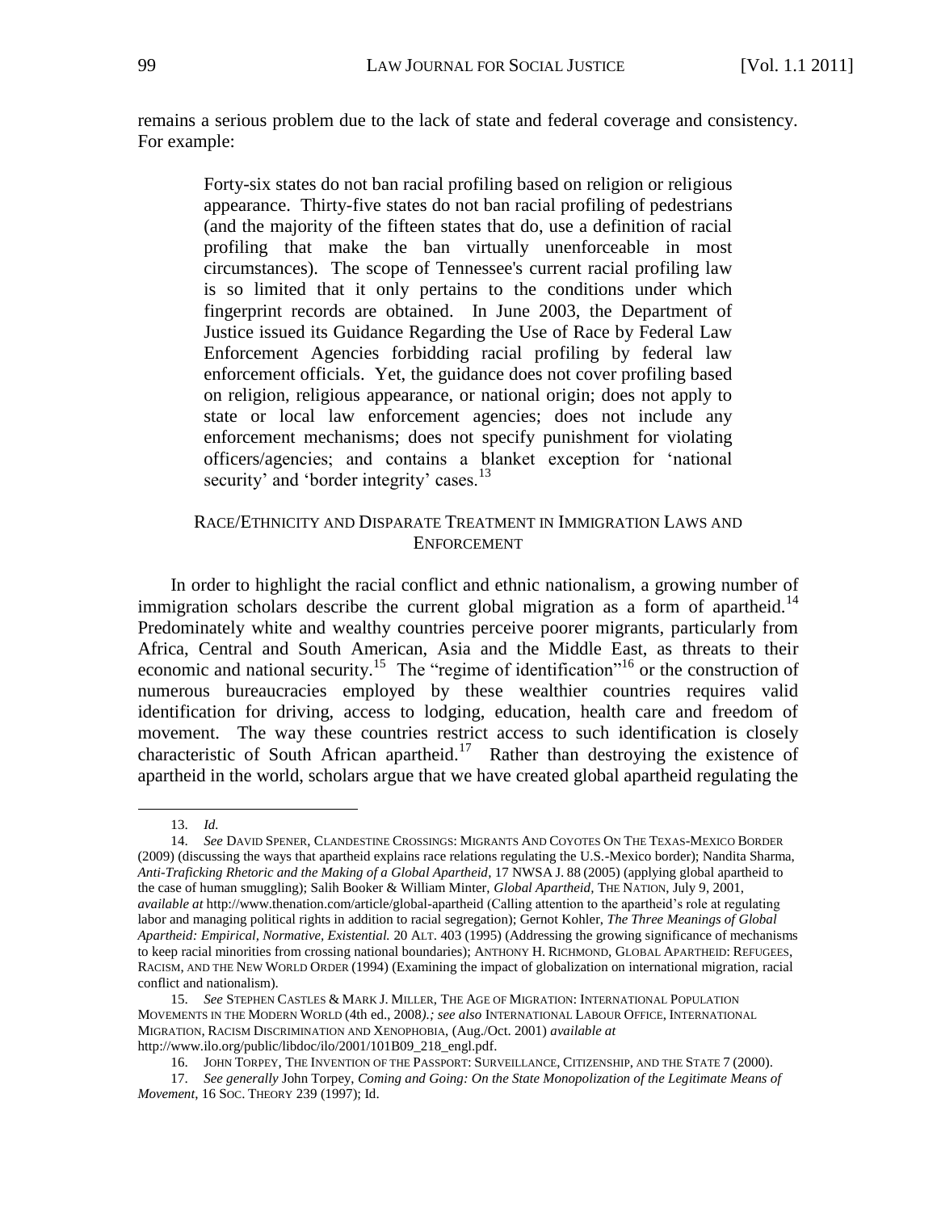remains a serious problem due to the lack of state and federal coverage and consistency. For example:

> Forty-six states do not ban racial profiling based on religion or religious appearance. Thirty-five states do not ban racial profiling of pedestrians (and the majority of the fifteen states that do, use a definition of racial profiling that make the ban virtually unenforceable in most circumstances). The scope of Tennessee's current racial profiling law is so limited that it only pertains to the conditions under which fingerprint records are obtained. In June 2003, the Department of Justice issued its Guidance Regarding the Use of Race by Federal Law Enforcement Agencies forbidding racial profiling by federal law enforcement officials. Yet, the guidance does not cover profiling based on religion, religious appearance, or national origin; does not apply to state or local law enforcement agencies; does not include any enforcement mechanisms; does not specify punishment for violating officers/agencies; and contains a blanket exception for 'national security' and 'border integrity' cases.[13]

## Race/Ethnicity and Disparate Treatment in Immigration Laws and Enforcement

In order to highlight the racial conflict and ethnic nationalism, a growing number of immigration scholars describe the current global migration as a form of apartheid.[14] Predominately white and wealthy countries perceive poorer migrants, particularly from Africa, Central and South American, Asia and the Middle East, as threats to their economic and national security.[15] The "regime of identification"[16] or the construction of numerous bureaucracies employed by these wealthier countries requires valid identification for driving, access to lodging, education, health care and freedom of movement. The way these countries restrict access to such identification is closely characteristic of South African apartheid.[17] Rather than destroying the existence of apartheid in the world, scholars argue that we have created global apartheid regulating the

---

13. *Id.*

14. *See* David Spener, Clandestine Crossings: Migrants And Coyotes On The Texas-Mexico Border (2009) (discussing the ways that apartheid explains race relations regulating the U.S.-Mexico border); Nandita Sharma, *Anti-Traficking Rhetoric and the Making of a Global Apartheid*, 17 NWSA J. 88 (2005) (applying global apartheid to the case of human smuggling); Salih Booker & William Minter, *Global Apartheid*, The Nation, July 9, 2001, *available at* http://www.thenation.com/article/global-apartheid (Calling attention to the apartheid's role at regulating labor and managing political rights in addition to racial segregation); Gernot Kohler, *The Three Meanings of Global Apartheid: Empirical, Normative, Existential.* 20 Alt. 403 (1995) (Addressing the growing significance of mechanisms to keep racial minorities from crossing national boundaries); Anthony H. Richmond, Global Apartheid: Refugees, Racism, and the New World Order (1994) (Examining the impact of globalization on international migration, racial conflict and nationalism).

15. *See* Stephen Castles & Mark J. Miller, The Age of Migration: International Population Movements in the Modern World (4th ed., 2008).; *see also* International Labour Office, International Migration, Racism Discrimination and Xenophobia, (Aug./Oct. 2001) *available at* http://www.ilo.org/public/libdoc/ilo/2001/101B09_218_engl.pdf.

16. John Torpey, The Invention of the Passport: Surveillance, Citizenship, and the State 7 (2000).

17. *See generally* John Torpey, *Coming and Going: On the State Monopolization of the Legitimate Means of Movement*, 16 Soc. Theory 239 (1997); Id.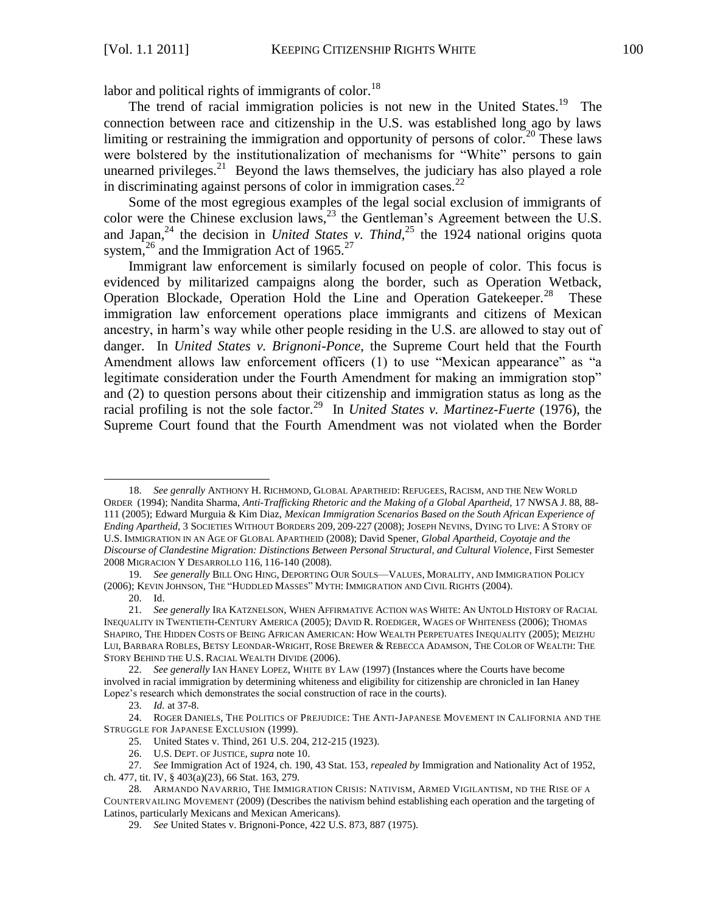labor and political rights of immigrants of color.[18]

The trend of racial immigration policies is not new in the United States.[19] The connection between race and citizenship in the U.S. was established long ago by laws limiting or restraining the immigration and opportunity of persons of color.[20] These laws were bolstered by the institutionalization of mechanisms for "White" persons to gain unearned privileges.[21] Beyond the laws themselves, the judiciary has also played a role in discriminating against persons of color in immigration cases.[22]

Some of the most egregious examples of the legal social exclusion of immigrants of color were the Chinese exclusion laws,[23] the Gentleman's Agreement between the U.S. and Japan,[24] the decision in *United States v. Thind*,[25] the 1924 national origins quota system,[26] and the Immigration Act of 1965.[27]

Immigrant law enforcement is similarly focused on people of color. This focus is evidenced by militarized campaigns along the border, such as Operation Wetback, Operation Blockade, Operation Hold the Line and Operation Gatekeeper.[28] These immigration law enforcement operations place immigrants and citizens of Mexican ancestry, in harm's way while other people residing in the U.S. are allowed to stay out of danger. In *United States v. Brignoni-Ponce*, the Supreme Court held that the Fourth Amendment allows law enforcement officers (1) to use "Mexican appearance" as "a legitimate consideration under the Fourth Amendment for making an immigration stop" and (2) to question persons about their citizenship and immigration status as long as the racial profiling is not the sole factor.[29] In *United States v. Martinez-Fuerte* (1976), the Supreme Court found that the Fourth Amendment was not violated when the Border

---

18. *See genrally* ANTHONY H. RICHMOND, GLOBAL APARTHEID: REFUGEES, RACISM, AND THE NEW WORLD ORDER (1994); Nandita Sharma, *Anti-Trafficking Rhetoric and the Making of a Global Apartheid*, 17 NWSA J. 88, 88-111 (2005); Edward Murguia & Kim Diaz, *Mexican Immigration Scenarios Based on the South African Experience of Ending Apartheid*, 3 SOCIETIES WITHOUT BORDERS 209, 209-227 (2008); JOSEPH NEVINS, DYING TO LIVE: A STORY OF U.S. IMMIGRATION IN AN AGE OF GLOBAL APARTHEID (2008); David Spener, *Global Apartheid, Coyotaje and the Discourse of Clandestine Migration: Distinctions Between Personal Structural, and Cultural Violence*, First Semester 2008 MIGRACION Y DESARROLLO 116, 116-140 (2008).

19. *See generally* BILL ONG HING, DEPORTING OUR SOULS—VALUES, MORALITY, AND IMMIGRATION POLICY (2006); KEVIN JOHNSON, THE "HUDDLED MASSES" MYTH: IMMIGRATION AND CIVIL RIGHTS (2004).

20. Id.

21. *See generally* IRA KATZNELSON, WHEN AFFIRMATIVE ACTION WAS WHITE: AN UNTOLD HISTORY OF RACIAL INEQUALITY IN TWENTIETH-CENTURY AMERICA (2005); DAVID R. ROEDIGER, WAGES OF WHITENESS (2006); THOMAS SHAPIRO, THE HIDDEN COSTS OF BEING AFRICAN AMERICAN: HOW WEALTH PERPETUATES INEQUALITY (2005); MEIZHU LUI, BARBARA ROBLES, BETSY LEONDAR-WRIGHT, ROSE BREWER & REBECCA ADAMSON, THE COLOR OF WEALTH: THE STORY BEHIND THE U.S. RACIAL WEALTH DIVIDE (2006).

22. *See generally* IAN HANEY LOPEZ, WHITE BY LAW (1997) (Instances where the Courts have become involved in racial immigration by determining whiteness and eligibility for citizenship are chronicled in Ian Haney Lopez's research which demonstrates the social construction of race in the courts).

23. *Id.* at 37-8.

24. ROGER DANIELS, THE POLITICS OF PREJUDICE: THE ANTI-JAPANESE MOVEMENT IN CALIFORNIA AND THE STRUGGLE FOR JAPANESE EXCLUSION (1999).

25. United States v. Thind, 261 U.S. 204, 212-215 (1923).

26. U.S. DEPT. OF JUSTICE, *supra* note 10.

27. *See* Immigration Act of 1924, ch. 190, 43 Stat. 153, *repealed by* Immigration and Nationality Act of 1952, ch. 477, tit. IV, § 403(a)(23), 66 Stat. 163, 279.

28. ARMANDO NAVARRIO, THE IMMIGRATION CRISIS: NATIVISM, ARMED VIGILANTISM, ND THE RISE OF A COUNTERVAILING MOVEMENT (2009) (Describes the nativism behind establishing each operation and the targeting of Latinos, particularly Mexicans and Mexican Americans).

29. *See* United States v. Brignoni-Ponce, 422 U.S. 873, 887 (1975).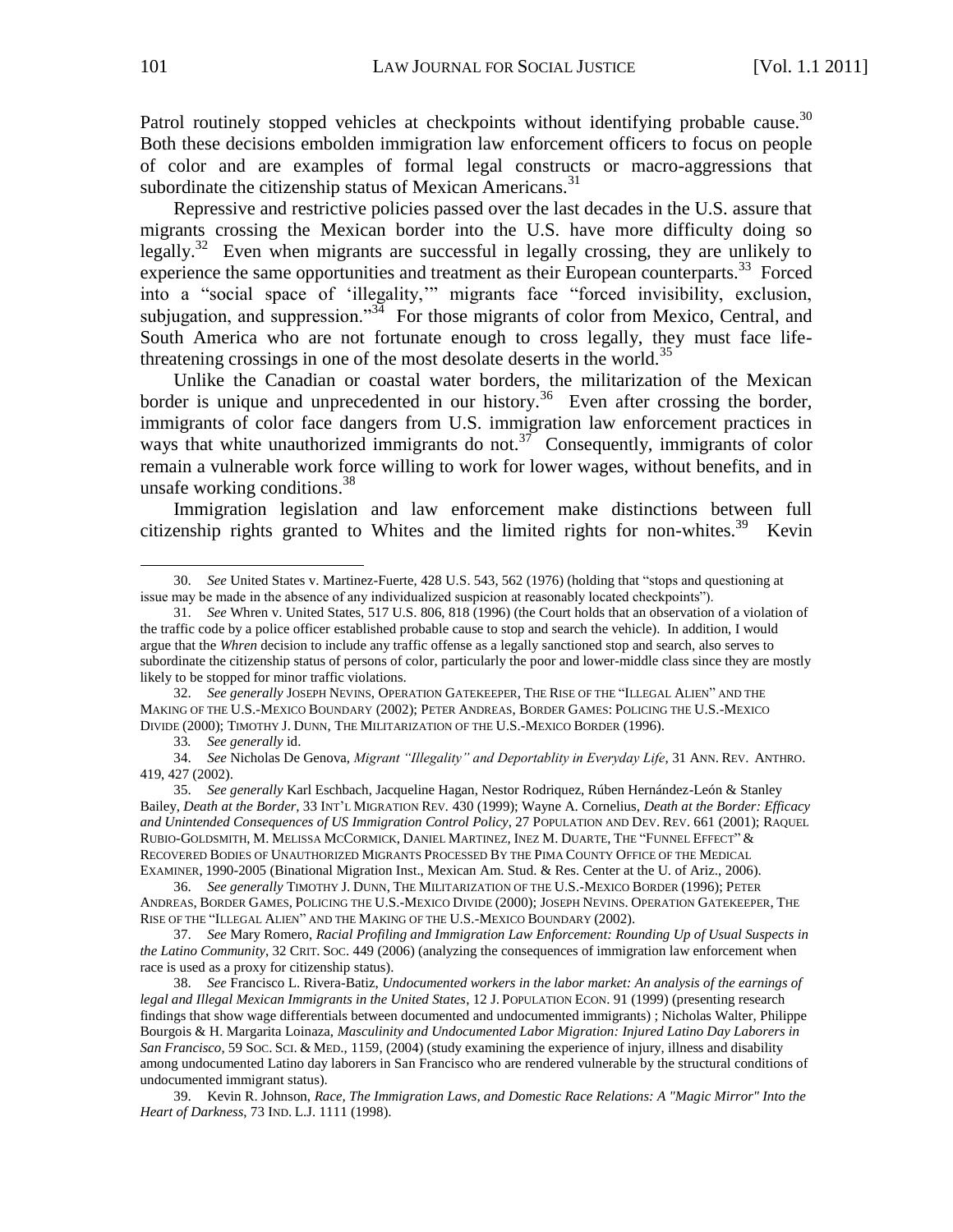Patrol routinely stopped vehicles at checkpoints without identifying probable cause.[30] Both these decisions embolden immigration law enforcement officers to focus on people of color and are examples of formal legal constructs or macro-aggressions that subordinate the citizenship status of Mexican Americans.[31]

Repressive and restrictive policies passed over the last decades in the U.S. assure that migrants crossing the Mexican border into the U.S. have more difficulty doing so legally.[32] Even when migrants are successful in legally crossing, they are unlikely to experience the same opportunities and treatment as their European counterparts.[33] Forced into a "social space of 'illegality,'" migrants face "forced invisibility, exclusion, subjugation, and suppression."[34] For those migrants of color from Mexico, Central, and South America who are not fortunate enough to cross legally, they must face life-threatening crossings in one of the most desolate deserts in the world.[35]

Unlike the Canadian or coastal water borders, the militarization of the Mexican border is unique and unprecedented in our history.[36] Even after crossing the border, immigrants of color face dangers from U.S. immigration law enforcement practices in ways that white unauthorized immigrants do not.[37] Consequently, immigrants of color remain a vulnerable work force willing to work for lower wages, without benefits, and in unsafe working conditions.[38]

Immigration legislation and law enforcement make distinctions between full citizenship rights granted to Whites and the limited rights for non-whites.[39] Kevin

---

30. *See* United States v. Martinez-Fuerte, 428 U.S. 543, 562 (1976) (holding that "stops and questioning at issue may be made in the absence of any individualized suspicion at reasonably located checkpoints").

31. *See* Whren v. United States, 517 U.S. 806, 818 (1996) (the Court holds that an observation of a violation of the traffic code by a police officer established probable cause to stop and search the vehicle). In addition, I would argue that the *Whren* decision to include any traffic offense as a legally sanctioned stop and search, also serves to subordinate the citizenship status of persons of color, particularly the poor and lower-middle class since they are mostly likely to be stopped for minor traffic violations.

32. *See generally* JOSEPH NEVINS, OPERATION GATEKEEPER, THE RISE OF THE "ILLEGAL ALIEN" AND THE MAKING OF THE U.S.-MEXICO BOUNDARY (2002); PETER ANDREAS, BORDER GAMES: POLICING THE U.S.-MEXICO DIVIDE (2000); TIMOTHY J. DUNN, THE MILITARIZATION OF THE U.S.-MEXICO BORDER (1996).

33. *See generally* id.

34. *See* Nicholas De Genova, *Migrant "Illegality" and Deportablity in Everyday Life*, 31 ANN. REV. ANTHRO. 419, 427 (2002).

35. *See generally* Karl Eschbach, Jacqueline Hagan, Nestor Rodriquez, Rúben Hernández-León & Stanley Bailey, *Death at the Border*, 33 INT'L MIGRATION REV. 430 (1999); Wayne A. Cornelius, *Death at the Border: Efficacy and Unintended Consequences of US Immigration Control Policy*, 27 POPULATION AND DEV. REV. 661 (2001); RAQUEL RUBIO-GOLDSMITH, M. MELISSA MCCORMICK, DANIEL MARTINEZ, INEZ M. DUARTE, THE "FUNNEL EFFECT" & RECOVERED BODIES OF UNAUTHORIZED MIGRANTS PROCESSED BY THE PIMA COUNTY OFFICE OF THE MEDICAL EXAMINER, 1990-2005 (Binational Migration Inst., Mexican Am. Stud. & Res. Center at the U. of Ariz., 2006).

36. *See generally* TIMOTHY J. DUNN, THE MILITARIZATION OF THE U.S.-MEXICO BORDER (1996); PETER ANDREAS, BORDER GAMES, POLICING THE U.S.-MEXICO DIVIDE (2000); JOSEPH NEVINS. OPERATION GATEKEEPER, THE RISE OF THE "ILLEGAL ALIEN" AND THE MAKING OF THE U.S.-MEXICO BOUNDARY (2002).

37. *See* Mary Romero, *Racial Profiling and Immigration Law Enforcement: Rounding Up of Usual Suspects in the Latino Community*, 32 CRIT. SOC. 449 (2006) (analyzing the consequences of immigration law enforcement when race is used as a proxy for citizenship status).

38. *See* Francisco L. Rivera-Batiz, *Undocumented workers in the labor market: An analysis of the earnings of legal and Illegal Mexican Immigrants in the United States*, 12 J. POPULATION ECON. 91 (1999) (presenting research findings that show wage differentials between documented and undocumented immigrants) ; Nicholas Walter, Philippe Bourgois & H. Margarita Loinaza, *Masculinity and Undocumented Labor Migration: Injured Latino Day Laborers in San Francisco*, 59 SOC. SCI. & MED., 1159, (2004) (study examining the experience of injury, illness and disability among undocumented Latino day laborers in San Francisco who are rendered vulnerable by the structural conditions of undocumented immigrant status).

39. Kevin R. Johnson, *Race, The Immigration Laws, and Domestic Race Relations: A "Magic Mirror" Into the Heart of Darkness*, 73 IND. L.J. 1111 (1998).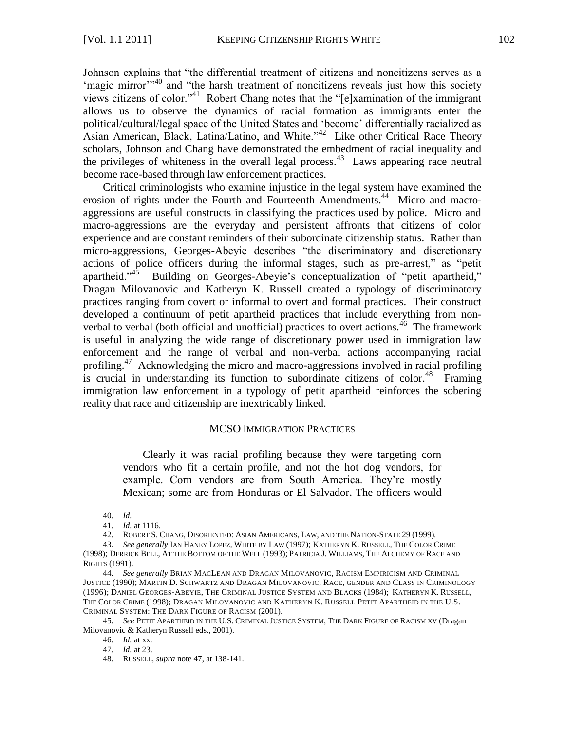Johnson explains that "the differential treatment of citizens and noncitizens serves as a 'magic mirror'"[40] and "the harsh treatment of noncitizens reveals just how this society views citizens of color."[41] Robert Chang notes that the "[e]xamination of the immigrant allows us to observe the dynamics of racial formation as immigrants enter the political/cultural/legal space of the United States and 'become' differentially racialized as Asian American, Black, Latina/Latino, and White."[42] Like other Critical Race Theory scholars, Johnson and Chang have demonstrated the embedment of racial inequality and the privileges of whiteness in the overall legal process.[43] Laws appearing race neutral become race-based through law enforcement practices.

Critical criminologists who examine injustice in the legal system have examined the erosion of rights under the Fourth and Fourteenth Amendments.[44] Micro and macro-aggressions are useful constructs in classifying the practices used by police. Micro and macro-aggressions are the everyday and persistent affronts that citizens of color experience and are constant reminders of their subordinate citizenship status. Rather than micro-aggressions, Georges-Abeyie describes "the discriminatory and discretionary actions of police officers during the informal stages, such as pre-arrest," as "petit apartheid."[45] Building on Georges-Abeyie's conceptualization of "petit apartheid," Dragan Milovanovic and Katheryn K. Russell created a typology of discriminatory practices ranging from covert or informal to overt and formal practices. Their construct developed a continuum of petit apartheid practices that include everything from non-verbal to verbal (both official and unofficial) practices to overt actions.[46] The framework is useful in analyzing the wide range of discretionary power used in immigration law enforcement and the range of verbal and non-verbal actions accompanying racial profiling.[47] Acknowledging the micro and macro-aggressions involved in racial profiling is crucial in understanding its function to subordinate citizens of color.[48] Framing immigration law enforcement in a typology of petit apartheid reinforces the sobering reality that race and citizenship are inextricably linked.

## MCSO Immigration Practices

> Clearly it was racial profiling because they were targeting corn vendors who fit a certain profile, and not the hot dog vendors, for example. Corn vendors are from South America. They're mostly Mexican; some are from Honduras or El Salvador. The officers would

---

40. *Id.*

41. *Id.* at 1116.

42. ROBERT S. CHANG, DISORIENTED: ASIAN AMERICANS, LAW, AND THE NATION-STATE 29 (1999).

43. *See generally* IAN HANEY LOPEZ, WHITE BY LAW (1997); KATHERYN K. RUSSELL, THE COLOR CRIME (1998); DERRICK BELL, AT THE BOTTOM OF THE WELL (1993); PATRICIA J. WILLIAMS, THE ALCHEMY OF RACE AND RIGHTS (1991).

44. *See generally* BRIAN MACLEAN AND DRAGAN MILOVANOVIC, RACISM EMPIRICISM AND CRIMINAL JUSTICE (1990); MARTIN D. SCHWARTZ AND DRAGAN MILOVANOVIC, RACE, GENDER AND CLASS IN CRIMINOLOGY (1996); DANIEL GEORGES-ABEYIE, THE CRIMINAL JUSTICE SYSTEM AND BLACKS (1984); KATHERYN K. RUSSELL, THE COLOR CRIME (1998); DRAGAN MILOVANOVIC AND KATHERYN K. RUSSELL PETIT APARTHEID IN THE U.S. CRIMINAL SYSTEM: THE DARK FIGURE OF RACISM (2001).

45. *See* PETIT APARTHEID IN THE U.S. CRIMINAL JUSTICE SYSTEM, THE DARK FIGURE OF RACISM xv (Dragan Milovanovic & Katheryn Russell eds., 2001).

46. *Id.* at xx.

47. *Id.* at 23.

48. RUSSELL, *supra* note 47, at 138-141.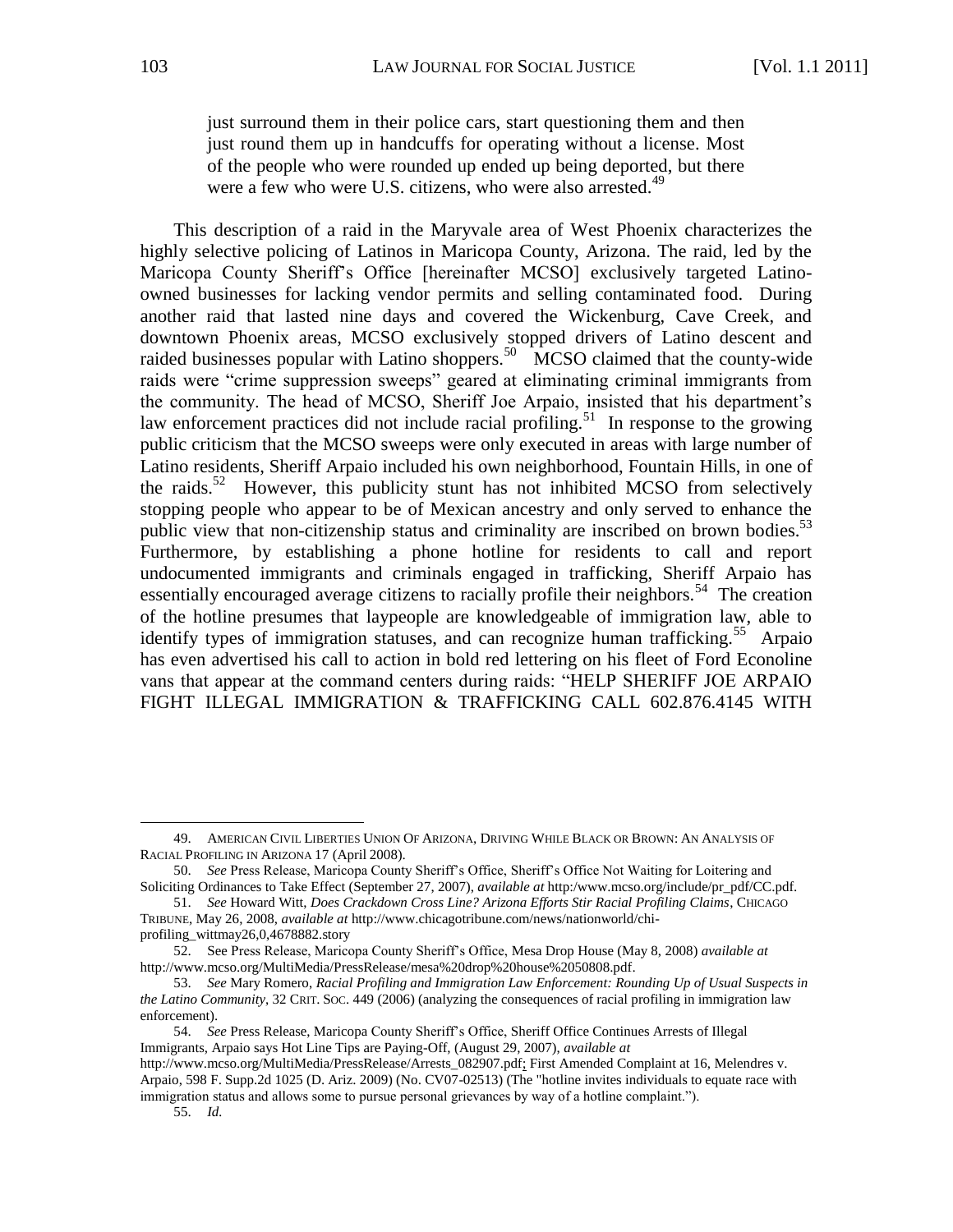> just surround them in their police cars, start questioning them and then just round them up in handcuffs for operating without a license. Most of the people who were rounded up ended up being deported, but there were a few who were U.S. citizens, who were also arrested.[49]

This description of a raid in the Maryvale area of West Phoenix characterizes the highly selective policing of Latinos in Maricopa County, Arizona. The raid, led by the Maricopa County Sheriff's Office [hereinafter MCSO] exclusively targeted Latino-owned businesses for lacking vendor permits and selling contaminated food. During another raid that lasted nine days and covered the Wickenburg, Cave Creek, and downtown Phoenix areas, MCSO exclusively stopped drivers of Latino descent and raided businesses popular with Latino shoppers.[50] MCSO claimed that the county-wide raids were "crime suppression sweeps" geared at eliminating criminal immigrants from the community. The head of MCSO, Sheriff Joe Arpaio, insisted that his department's law enforcement practices did not include racial profiling.[51] In response to the growing public criticism that the MCSO sweeps were only executed in areas with large number of Latino residents, Sheriff Arpaio included his own neighborhood, Fountain Hills, in one of the raids.[52] However, this publicity stunt has not inhibited MCSO from selectively stopping people who appear to be of Mexican ancestry and only served to enhance the public view that non-citizenship status and criminality are inscribed on brown bodies.[53] Furthermore, by establishing a phone hotline for residents to call and report undocumented immigrants and criminals engaged in trafficking, Sheriff Arpaio has essentially encouraged average citizens to racially profile their neighbors.[54] The creation of the hotline presumes that laypeople are knowledgeable of immigration law, able to identify types of immigration statuses, and can recognize human trafficking.[55] Arpaio has even advertised his call to action in bold red lettering on his fleet of Ford Econoline vans that appear at the command centers during raids: "HELP SHERIFF JOE ARPAIO FIGHT ILLEGAL IMMIGRATION & TRAFFICKING CALL 602.876.4145 WITH

---

49. AMERICAN CIVIL LIBERTIES UNION OF ARIZONA, DRIVING WHILE BLACK OR BROWN: AN ANALYSIS OF RACIAL PROFILING IN ARIZONA 17 (April 2008).

50. *See* Press Release, Maricopa County Sheriff's Office, Sheriff's Office Not Waiting for Loitering and Soliciting Ordinances to Take Effect (September 27, 2007), *available at* http:/www.mcso.org/include/pr_pdf/CC.pdf.

51. *See* Howard Witt, *Does Crackdown Cross Line? Arizona Efforts Stir Racial Profiling Claims*, CHICAGO TRIBUNE, May 26, 2008, *available at* http://www.chicagotribune.com/news/nationworld/chi-profiling_wittmay26,0,4678882.story

52. See Press Release, Maricopa County Sheriff's Office, Mesa Drop House (May 8, 2008) *available at* http://www.mcso.org/MultiMedia/PressRelease/mesa%20drop%20house%2050808.pdf.

53. *See* Mary Romero, *Racial Profiling and Immigration Law Enforcement: Rounding Up of Usual Suspects in the Latino Community*, 32 CRIT. SOC. 449 (2006) (analyzing the consequences of racial profiling in immigration law enforcement).

54. *See* Press Release, Maricopa County Sheriff's Office, Sheriff Office Continues Arrests of Illegal Immigrants, Arpaio says Hot Line Tips are Paying-Off, (August 29, 2007), *available at* http://www.mcso.org/MultiMedia/PressRelease/Arrests_082907.pdf; First Amended Complaint at 16, Melendres v. Arpaio, 598 F. Supp.2d 1025 (D. Ariz. 2009) (No. CV07-02513) (The "hotline invites individuals to equate race with immigration status and allows some to pursue personal grievances by way of a hotline complaint.").

55. *Id.*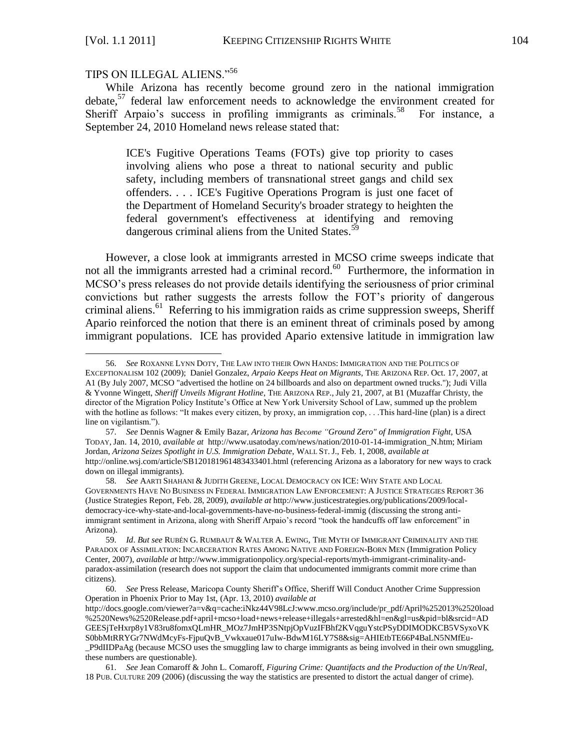TIPS ON ILLEGAL ALIENS."[56]

While Arizona has recently become ground zero in the national immigration debate,[57] federal law enforcement needs to acknowledge the environment created for Sheriff Arpaio's success in profiling immigrants as criminals.[58] For instance, a September 24, 2010 Homeland news release stated that:

> ICE's Fugitive Operations Teams (FOTs) give top priority to cases involving aliens who pose a threat to national security and public safety, including members of transnational street gangs and child sex offenders. . . . ICE's Fugitive Operations Program is just one facet of the Department of Homeland Security's broader strategy to heighten the federal government's effectiveness at identifying and removing dangerous criminal aliens from the United States.[59]

However, a close look at immigrants arrested in MCSO crime sweeps indicate that not all the immigrants arrested had a criminal record.[60] Furthermore, the information in MCSO's press releases do not provide details identifying the seriousness of prior criminal convictions but rather suggests the arrests follow the FOT's priority of dangerous criminal aliens.[61] Referring to his immigration raids as crime suppression sweeps, Sheriff Apario reinforced the notion that there is an eminent threat of criminals posed by among immigrant populations. ICE has provided Apario extensive latitude in immigration law

---

56. *See* ROXANNE LYNN DOTY, THE LAW INTO THEIR OWN HANDS: IMMIGRATION AND THE POLITICS OF EXCEPTIONALISM 102 (2009); Daniel Gonzalez, *Arpaio Keeps Heat on Migrants*, THE ARIZONA REP. Oct. 17, 2007, at A1 (By July 2007, MCSO "advertised the hotline on 24 billboards and also on department owned trucks."); Judi Villa & Yvonne Wingett, *Sheriff Unveils Migrant Hotline*, THE ARIZONA REP., July 21, 2007, at B1 (Muzaffar Christy, the director of the Migration Policy Institute's Office at New York University School of Law, summed up the problem with the hotline as follows: "It makes every citizen, by proxy, an immigration cop, . . .This hard-line (plan) is a direct line on vigilantism.").

57. *See* Dennis Wagner & Emily Bazar, *Arizona has Become "Ground Zero" of Immigration Fight*, USA TODAY, Jan. 14, 2010, *available at* http://www.usatoday.com/news/nation/2010-01-14-immigration_N.htm; Miriam Jordan, *Arizona Seizes Spotlight in U.S. Immigration Debate*, WALL ST. J., Feb. 1, 2008, *available at* http://online.wsj.com/article/SB120181961483433401.html (referencing Arizona as a laboratory for new ways to crack down on illegal immigrants).

58. *See* AARTI SHAHANI & JUDITH GREENE, LOCAL DEMOCRACY ON ICE: WHY STATE AND LOCAL GOVERNMENTS HAVE NO BUSINESS IN FEDERAL IMMIGRATION LAW ENFORCEMENT: A JUSTICE STRATEGIES REPORT 36 (Justice Strategies Report, Feb. 28, 2009), *available at* http://www.justicestrategies.org/publications/2009/local-democracy-ice-why-state-and-local-governments-have-no-business-federal-immig (discussing the strong anti-immigrant sentiment in Arizona, along with Sheriff Arpaio's record "took the handcuffs off law enforcement" in Arizona).

59. *Id*. *But see* RUBÉN G. RUMBAUT & WALTER A. EWING, THE MYTH OF IMMIGRANT CRIMINALITY AND THE PARADOX OF ASSIMILATION: INCARCERATION RATES AMONG NATIVE AND FOREIGN-BORN MEN (Immigration Policy Center, 2007), *available at* http://www.immigrationpolicy.org/special-reports/myth-immigrant-criminality-and-paradox-assimilation (research does not support the claim that undocumented immigrants commit more crime than citizens).

60. *See* Press Release, Maricopa County Sheriff's Office, Sheriff Will Conduct Another Crime Suppression Operation in Phoenix Prior to May 1st, (Apr. 13, 2010) *available at* http://docs.google.com/viewer?a=v&q=cache:iNkz44V98LcJ:www.mcso.org/include/pr_pdf/April%252013%2520load%2520News%2520Release.pdf+april+mcso+load+news+release+illegals+arrested&hl=en&gl=us&pid=bl&srcid=ADGEESjTeHxrp8y1V83ru8fomxQLmHR_MOz7JmHP3SNtpjOpVuzIFBhf2KVqguYstcPSyDDIMODKCB5VSyxoVKS0bbMtRRYGr7NWdMcyFs-FjpuQvB_Vwkxaue017uIw-BdwM16LY7S8&sig=AHIEtbTE66P4BaLN5NMfEu-_P9dIIDPaAg (because MCSO uses the smuggling law to charge immigrants as being involved in their own smuggling, these numbers are questionable).

61. *See* Jean Comaroff & John L. Comaroff, *Figuring Crime: Quantifacts and the Production of the Un/Real*, 18 PUB. CULTURE 209 (2006) (discussing the way the statistics are presented to distort the actual danger of crime).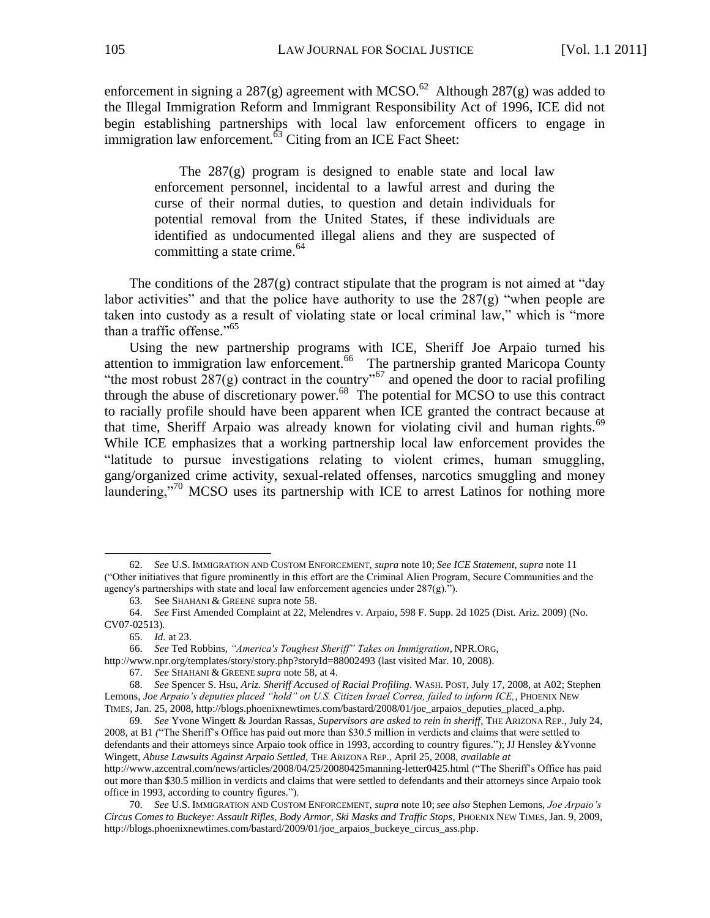enforcement in signing a 287(g) agreement with MCSO.[62] Although 287(g) was added to the Illegal Immigration Reform and Immigrant Responsibility Act of 1996, ICE did not begin establishing partnerships with local law enforcement officers to engage in immigration law enforcement.[63] Citing from an ICE Fact Sheet:

> The 287(g) program is designed to enable state and local law enforcement personnel, incidental to a lawful arrest and during the curse of their normal duties, to question and detain individuals for potential removal from the United States, if these individuals are identified as undocumented illegal aliens and they are suspected of committing a state crime.[64]

The conditions of the 287(g) contract stipulate that the program is not aimed at "day labor activities" and that the police have authority to use the 287(g) "when people are taken into custody as a result of violating state or local criminal law," which is "more than a traffic offense."[65]

Using the new partnership programs with ICE, Sheriff Joe Arpaio turned his attention to immigration law enforcement.[66] The partnership granted Maricopa County "the most robust 287(g) contract in the country"[67] and opened the door to racial profiling through the abuse of discretionary power.[68] The potential for MCSO to use this contract to racially profile should have been apparent when ICE granted the contract because at that time, Sheriff Arpaio was already known for violating civil and human rights.[69] While ICE emphasizes that a working partnership local law enforcement provides the "latitude to pursue investigations relating to violent crimes, human smuggling, gang/organized crime activity, sexual-related offenses, narcotics smuggling and money laundering,"[70] MCSO uses its partnership with ICE to arrest Latinos for nothing more

---

62. *See* U.S. IMMIGRATION AND CUSTOM ENFORCEMENT, *supra* note 10; *See ICE Statement*, *supra* note 11 ("Other initiatives that figure prominently in this effort are the Criminal Alien Program, Secure Communities and the agency's partnerships with state and local law enforcement agencies under 287(g).").

63. See SHAHANI & GREENE supra note 58.

64. *See* First Amended Complaint at 22, Melendres v. Arpaio, 598 F. Supp. 2d 1025 (Dist. Ariz. 2009) (No. CV07-02513).

65. *Id.* at 23.

66. *See* Ted Robbins, *"America's Toughest Sheriff" Takes on Immigration*, NPR.ORG, http://www.npr.org/templates/story/story.php?storyId=88002493 (last visited Mar. 10, 2008).

67. *See* SHAHANI & GREENE *supra* note 58, at 4.

68. *See* Spencer S. Hsu, *Ariz. Sheriff Accused of Racial Profiling*. WASH. POST, July 17, 2008, at A02; Stephen Lemons, *Joe Arpaio's deputies placed "hold" on U.S. Citizen Israel Correa, failed to inform ICE,*, PHOENIX NEW TIMES, Jan. 25, 2008, http://blogs.phoenixnewtimes.com/bastard/2008/01/joe_arpaios_deputies_placed_a.php.

69. *See* Yvone Wingett & Jourdan Rassas, *Supervisors are asked to rein in sheriff*, THE ARIZONA REP., July 24, 2008, at B1 ("The Sheriff's Office has paid out more than $30.5 million in verdicts and claims that were settled to defendants and their attorneys since Arpaio took office in 1993, according to country figures."); JJ Hensley &Yvonne Wingett, *Abuse Lawsuits Against Arpaio Settled*, THE ARIZONA REP., April 25, 2008, *available at* http://www.azcentral.com/news/articles/2008/04/25/20080425manning-letter0425.html ("The Sheriff's Office has paid out more than $30.5 million in verdicts and claims that were settled to defendants and their attorneys since Arpaio took office in 1993, according to country figures.").

70. *See* U.S. IMMIGRATION AND CUSTOM ENFORCEMENT, *supra* note 10; *see also* Stephen Lemons, *Joe Arpaio's Circus Comes to Buckeye: Assault Rifles, Body Armor, Ski Masks and Traffic Stops*, PHOENIX NEW TIMES, Jan. 9, 2009, http://blogs.phoenixnewtimes.com/bastard/2009/01/joe_arpaios_buckeye_circus_ass.php.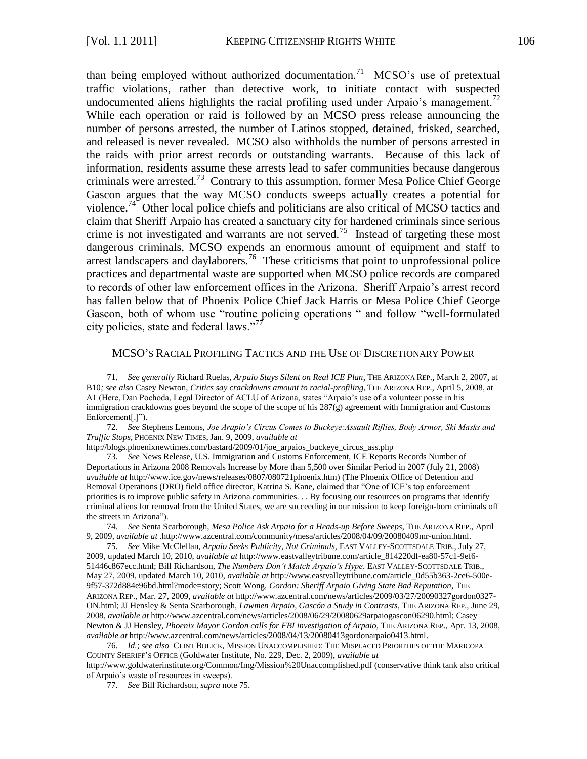than being employed without authorized documentation.[71] MCSO's use of pretextual traffic violations, rather than detective work, to initiate contact with suspected undocumented aliens highlights the racial profiling used under Arpaio's management.[72] While each operation or raid is followed by an MCSO press release announcing the number of persons arrested, the number of Latinos stopped, detained, frisked, searched, and released is never revealed. MCSO also withholds the number of persons arrested in the raids with prior arrest records or outstanding warrants. Because of this lack of information, residents assume these arrests lead to safer communities because dangerous criminals were arrested.[73] Contrary to this assumption, former Mesa Police Chief George Gascon argues that the way MCSO conducts sweeps actually creates a potential for violence.[74] Other local police chiefs and politicians are also critical of MCSO tactics and claim that Sheriff Arpaio has created a sanctuary city for hardened criminals since serious crime is not investigated and warrants are not served.[75] Instead of targeting these most dangerous criminals, MCSO expends an enormous amount of equipment and staff to arrest landscapers and daylaborers.[76] These criticisms that point to unprofessional police practices and departmental waste are supported when MCSO police records are compared to records of other law enforcement offices in the Arizona. Sheriff Arpaio's arrest record has fallen below that of Phoenix Police Chief Jack Harris or Mesa Police Chief George Gascon, both of whom use "routine policing operations " and follow "well-formulated city policies, state and federal laws."[77]

## MCSO's Racial Profiling Tactics and the Use of Discretionary Power

---

71. *See generally* Richard Ruelas, *Arpaio Stays Silent on Real ICE Plan*, THE ARIZONA REP., March 2, 2007, at B10*; see also* Casey Newton, *Critics say crackdowns amount to racial-profiling*, THE ARIZONA REP., April 5, 2008, at A1 (Here, Dan Pochoda, Legal Director of ACLU of Arizona, states "Arpaio's use of a volunteer posse in his immigration crackdowns goes beyond the scope of the scope of his 287(g) agreement with Immigration and Customs Enforcement[.]").

72. *See* Stephens Lemons, *Joe Arapio's Circus Comes to Buckeye:Assault Riflies, Body Armor, Ski Masks and Traffic Stops*, PHOENIX NEW TIMES, Jan. 9, 2009, *available at* http://blogs.phoenixnewtimes.com/bastard/2009/01/joe_arpaios_buckeye_circus_ass.php

73. *See* News Release, U.S. Immigration and Customs Enforcement, ICE Reports Records Number of Deportations in Arizona 2008 Removals Increase by More than 5,500 over Similar Period in 2007 (July 21, 2008) *available at* http://www.ice.gov/news/releases/0807/080721phoenix.htm) (The Phoenix Office of Detention and Removal Operations (DRO) field office director, Katrina S. Kane, claimed that "One of ICE's top enforcement priorities is to improve public safety in Arizona communities. . . By focusing our resources on programs that identify criminal aliens for removal from the United States, we are succeeding in our mission to keep foreign-born criminals off the streets in Arizona").

74. *See* Senta Scarborough, *Mesa Police Ask Arpaio for a Heads-up Before Sweeps*, THE ARIZONA REP., April 9, 2009, *available at* .http://www.azcentral.com/community/mesa/articles/2008/04/09/20080409mr-union.html.

75. *See* Mike McClellan, *Arpaio Seeks Publicity, Not Criminals,* EAST VALLEY-SCOTTSDALE TRIB., July 27, 2009, updated March 10, 2010, *available at* http://www.eastvalleytribune.com/article_814220df-ea80-57c1-9ef6-51446c867ecc.html; Bill Richardson, *The Numbers Don't Match Arpaio's Hype*. EAST VALLEY-SCOTTSDALE TRIB., May 27, 2009, updated March 10, 2010, *available at* http://www.eastvalleytribune.com/article_0d55b363-2ce6-500e-9f57-372d884e96bd.html?mode=story; Scott Wong, *Gordon: Sheriff Arpaio Giving State Bad Reputation*, THE ARIZONA REP., Mar. 27, 2009, *available at* http://www.azcentral.com/news/articles/2009/03/27/20090327gordon0327-ON.html; JJ Hensley & Senta Scarborough, *Lawmen Arpaio, Gascón a Study in Contrasts*, THE ARIZONA REP., June 29, 2008, *available at* http://www.azcentral.com/news/articles/2008/06/29/20080629arpaiogascon06290.html; Casey Newton & JJ Hensley, *Phoenix Mayor Gordon calls for FBI investigation of Arpaio,* THE ARIZONA REP., Apr. 13, 2008, *available at* http://www.azcentral.com/news/articles/2008/04/13/20080413gordonarpaio0413.html.

76. *Id.*; *see also* CLINT BOLICK, MISSION UNACCOMPLISHED: THE MISPLACED PRIORITIES OF THE MARICOPA COUNTY SHERIFF'S OFFICE (Goldwater Institute, No. 229, Dec. 2, 2009), *available at* http://www.goldwaterinstitute.org/Common/Img/Mission%20Unaccomplished.pdf (conservative think tank also critical of Arpaio's waste of resources in sweeps).

77. *See* Bill Richardson, *supra* note 75.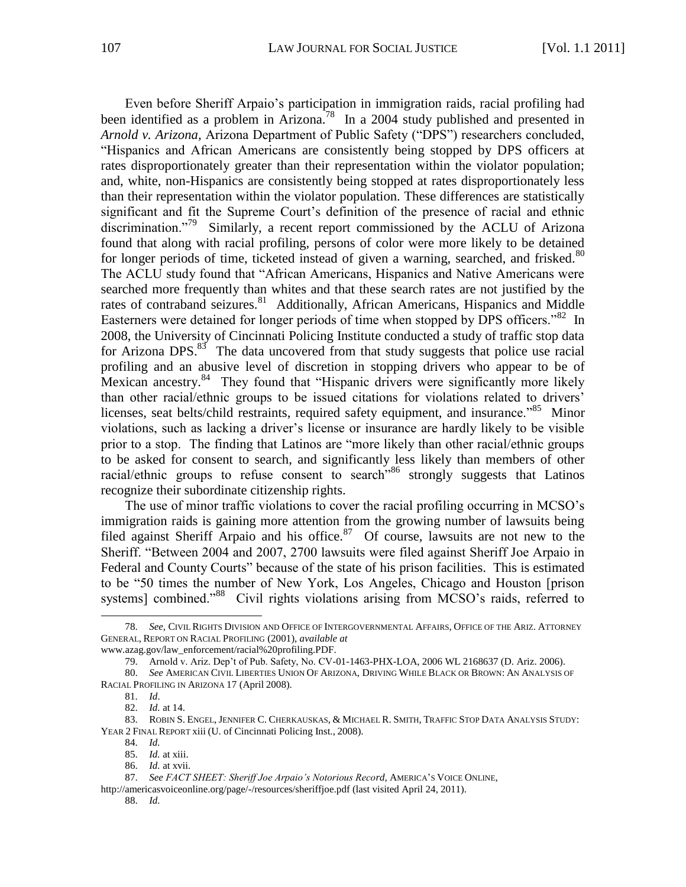Even before Sheriff Arpaio's participation in immigration raids, racial profiling had been identified as a problem in Arizona.[78] In a 2004 study published and presented in *Arnold v. Arizona*, Arizona Department of Public Safety ("DPS") researchers concluded, "Hispanics and African Americans are consistently being stopped by DPS officers at rates disproportionately greater than their representation within the violator population; and, white, non-Hispanics are consistently being stopped at rates disproportionately less than their representation within the violator population. These differences are statistically significant and fit the Supreme Court's definition of the presence of racial and ethnic discrimination."[79] Similarly, a recent report commissioned by the ACLU of Arizona found that along with racial profiling, persons of color were more likely to be detained for longer periods of time, ticketed instead of given a warning, searched, and frisked.[80] The ACLU study found that "African Americans, Hispanics and Native Americans were searched more frequently than whites and that these search rates are not justified by the rates of contraband seizures.[81] Additionally, African Americans, Hispanics and Middle Easterners were detained for longer periods of time when stopped by DPS officers."[82] In 2008, the University of Cincinnati Policing Institute conducted a study of traffic stop data for Arizona DPS.[83] The data uncovered from that study suggests that police use racial profiling and an abusive level of discretion in stopping drivers who appear to be of Mexican ancestry.[84] They found that "Hispanic drivers were significantly more likely than other racial/ethnic groups to be issued citations for violations related to drivers' licenses, seat belts/child restraints, required safety equipment, and insurance."[85] Minor violations, such as lacking a driver's license or insurance are hardly likely to be visible prior to a stop. The finding that Latinos are "more likely than other racial/ethnic groups to be asked for consent to search, and significantly less likely than members of other racial/ethnic groups to refuse consent to search"[86] strongly suggests that Latinos recognize their subordinate citizenship rights.

The use of minor traffic violations to cover the racial profiling occurring in MCSO's immigration raids is gaining more attention from the growing number of lawsuits being filed against Sheriff Arpaio and his office.[87] Of course, lawsuits are not new to the Sheriff. "Between 2004 and 2007, 2700 lawsuits were filed against Sheriff Joe Arpaio in Federal and County Courts" because of the state of his prison facilities. This is estimated to be "50 times the number of New York, Los Angeles, Chicago and Houston [prison systems] combined."[88] Civil rights violations arising from MCSO's raids, referred to

---

78. *See*, CIVIL RIGHTS DIVISION AND OFFICE OF INTERGOVERNMENTAL AFFAIRS, OFFICE OF THE ARIZ. ATTORNEY GENERAL, REPORT ON RACIAL PROFILING (2001), *available at* www.azag.gov/law_enforcement/racial%20profiling.PDF.

79. Arnold v. Ariz. Dep't of Pub. Safety, No. CV-01-1463-PHX-LOA, 2006 WL 2168637 (D. Ariz. 2006).

80. *See* AMERICAN CIVIL LIBERTIES UNION OF ARIZONA, DRIVING WHILE BLACK OR BROWN: AN ANALYSIS OF RACIAL PROFILING IN ARIZONA 17 (April 2008).

81. *Id*.

82. *Id.* at 14.

83. ROBIN S. ENGEL, JENNIFER C. CHERKAUSKAS, & MICHAEL R. SMITH, TRAFFIC STOP DATA ANALYSIS STUDY: YEAR 2 FINAL REPORT xiii (U. of Cincinnati Policing Inst., 2008).

84. *Id.*

85. *Id.* at xiii.

86. *Id.* at xvii.

87. *See FACT SHEET: Sheriff Joe Arpaio's Notorious Record,* AMERICA'S VOICE ONLINE, http://americasvoiceonline.org/page/-/resources/sheriffjoe.pdf (last visited April 24, 2011).

88. *Id.*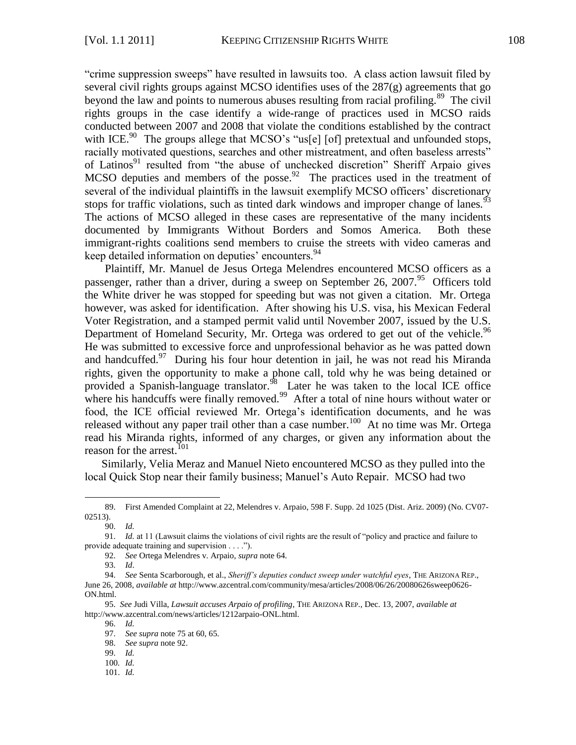"crime suppression sweeps" have resulted in lawsuits too. A class action lawsuit filed by several civil rights groups against MCSO identifies uses of the 287(g) agreements that go beyond the law and points to numerous abuses resulting from racial profiling.[89] The civil rights groups in the case identify a wide-range of practices used in MCSO raids conducted between 2007 and 2008 that violate the conditions established by the contract with ICE.[90] The groups allege that MCSO's "us[e] [of] pretextual and unfounded stops, racially motivated questions, searches and other mistreatment, and often baseless arrests" of Latinos[91] resulted from "the abuse of unchecked discretion" Sheriff Arpaio gives MCSO deputies and members of the posse.[92] The practices used in the treatment of several of the individual plaintiffs in the lawsuit exemplify MCSO officers' discretionary stops for traffic violations, such as tinted dark windows and improper change of lanes.[93] The actions of MCSO alleged in these cases are representative of the many incidents documented by Immigrants Without Borders and Somos America. Both these immigrant-rights coalitions send members to cruise the streets with video cameras and keep detailed information on deputies' encounters.[94]

Plaintiff, Mr. Manuel de Jesus Ortega Melendres encountered MCSO officers as a passenger, rather than a driver, during a sweep on September 26, 2007.[95] Officers told the White driver he was stopped for speeding but was not given a citation. Mr. Ortega however, was asked for identification. After showing his U.S. visa, his Mexican Federal Voter Registration, and a stamped permit valid until November 2007, issued by the U.S. Department of Homeland Security, Mr. Ortega was ordered to get out of the vehicle.[96] He was submitted to excessive force and unprofessional behavior as he was patted down and handcuffed.[97] During his four hour detention in jail, he was not read his Miranda rights, given the opportunity to make a phone call, told why he was being detained or provided a Spanish-language translator.[98] Later he was taken to the local ICE office where his handcuffs were finally removed.[99] After a total of nine hours without water or food, the ICE official reviewed Mr. Ortega's identification documents, and he was released without any paper trail other than a case number.[100] At no time was Mr. Ortega read his Miranda rights, informed of any charges, or given any information about the reason for the arrest.[101]

Similarly, Velia Meraz and Manuel Nieto encountered MCSO as they pulled into the local Quick Stop near their family business; Manuel's Auto Repair. MCSO had two

---

89. First Amended Complaint at 22, Melendres v. Arpaio, 598 F. Supp. 2d 1025 (Dist. Ariz. 2009) (No. CV07-02513).

90. *Id.*

91. *Id.* at 11 (Lawsuit claims the violations of civil rights are the result of "policy and practice and failure to provide adequate training and supervision . . . .").

92. *See* Ortega Melendres v. Arpaio, *supra* note 64.

93. *Id*.

94. *See* Senta Scarborough, et al., *Sheriff's deputies conduct sweep under watchful eyes*, THE ARIZONA REP., June 26, 2008, *available at* http://www.azcentral.com/community/mesa/articles/2008/06/26/20080626sweep0626-ON.html.

95. *See* Judi Villa, *Lawsuit accuses Arpaio of profiling*, THE ARIZONA REP., Dec. 13, 2007, *available at* http://www.azcentral.com/news/articles/1212arpaio-ONL.html.

96. *Id.*

97. *See supra* note 75 at 60, 65.

98. *See supra* note 92.

99. *Id.*

100. *Id.*

101. *Id.*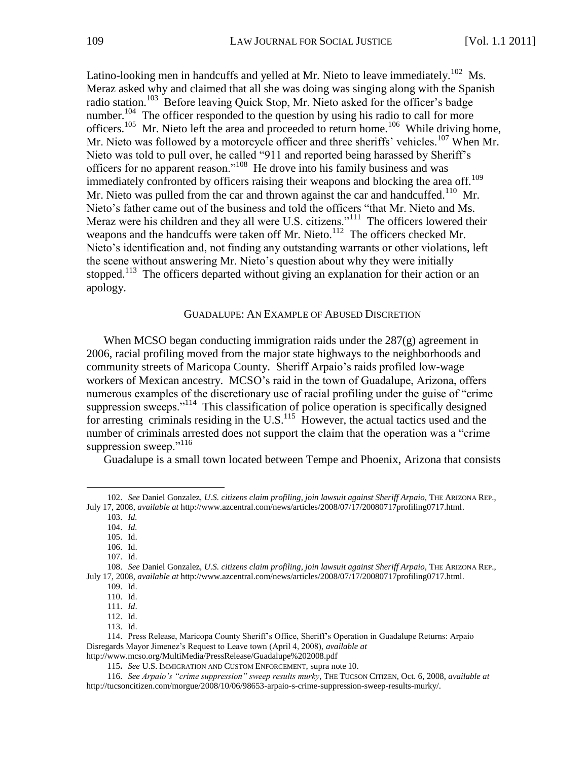Latino-looking men in handcuffs and yelled at Mr. Nieto to leave immediately.[102] Ms. Meraz asked why and claimed that all she was doing was singing along with the Spanish radio station.[103] Before leaving Quick Stop, Mr. Nieto asked for the officer's badge number.[104] The officer responded to the question by using his radio to call for more officers.[105] Mr. Nieto left the area and proceeded to return home.[106] While driving home, Mr. Nieto was followed by a motorcycle officer and three sheriffs' vehicles.[107] When Mr. Nieto was told to pull over, he called "911 and reported being harassed by Sheriff's officers for no apparent reason."[108] He drove into his family business and was immediately confronted by officers raising their weapons and blocking the area off.[109] Mr. Nieto was pulled from the car and thrown against the car and handcuffed.[110] Mr. Nieto's father came out of the business and told the officers "that Mr. Nieto and Ms. Meraz were his children and they all were U.S. citizens."[111] The officers lowered their weapons and the handcuffs were taken off Mr. Nieto.[112] The officers checked Mr. Nieto's identification and, not finding any outstanding warrants or other violations, left the scene without answering Mr. Nieto's question about why they were initially stopped.[113] The officers departed without giving an explanation for their action or an apology.

## GUADALUPE: AN EXAMPLE OF ABUSED DISCRETION

When MCSO began conducting immigration raids under the 287(g) agreement in 2006, racial profiling moved from the major state highways to the neighborhoods and community streets of Maricopa County. Sheriff Arpaio's raids profiled low-wage workers of Mexican ancestry. MCSO's raid in the town of Guadalupe, Arizona, offers numerous examples of the discretionary use of racial profiling under the guise of "crime suppression sweeps."[114] This classification of police operation is specifically designed for arresting criminals residing in the U.S.[115] However, the actual tactics used and the number of criminals arrested does not support the claim that the operation was a "crime suppression sweep."[116]

Guadalupe is a small town located between Tempe and Phoenix, Arizona that consists

---

102. *See* Daniel Gonzalez, *U.S. citizens claim profiling, join lawsuit against Sheriff Arpaio,* THE ARIZONA REP., July 17, 2008, *available at* http://www.azcentral.com/news/articles/2008/07/17/20080717profiling0717.html.

103. *Id.*

104. *Id.*

105. Id.

106. Id.

107. Id.

108. *See* Daniel Gonzalez, *U.S. citizens claim profiling, join lawsuit against Sheriff Arpaio,* THE ARIZONA REP., July 17, 2008, *available at* http://www.azcentral.com/news/articles/2008/07/17/20080717profiling0717.html.

109. Id.

110. Id.

111. *Id*.

112. Id.

113. Id.

114. Press Release, Maricopa County Sheriff's Office, Sheriff's Operation in Guadalupe Returns: Arpaio Disregards Mayor Jimenez's Request to Leave town (April 4, 2008), *available at* http://www.mcso.org/MultiMedia/PressRelease/Guadalupe%202008.pdf

115. *See* U.S. IMMIGRATION AND CUSTOM ENFORCEMENT, supra note 10.

116. *See Arpaio's "crime suppression" sweep results murky*, THE TUCSON CITIZEN, Oct. 6, 2008, *available at* http://tucsoncitizen.com/morgue/2008/10/06/98653-arpaio-s-crime-suppression-sweep-results-murky/.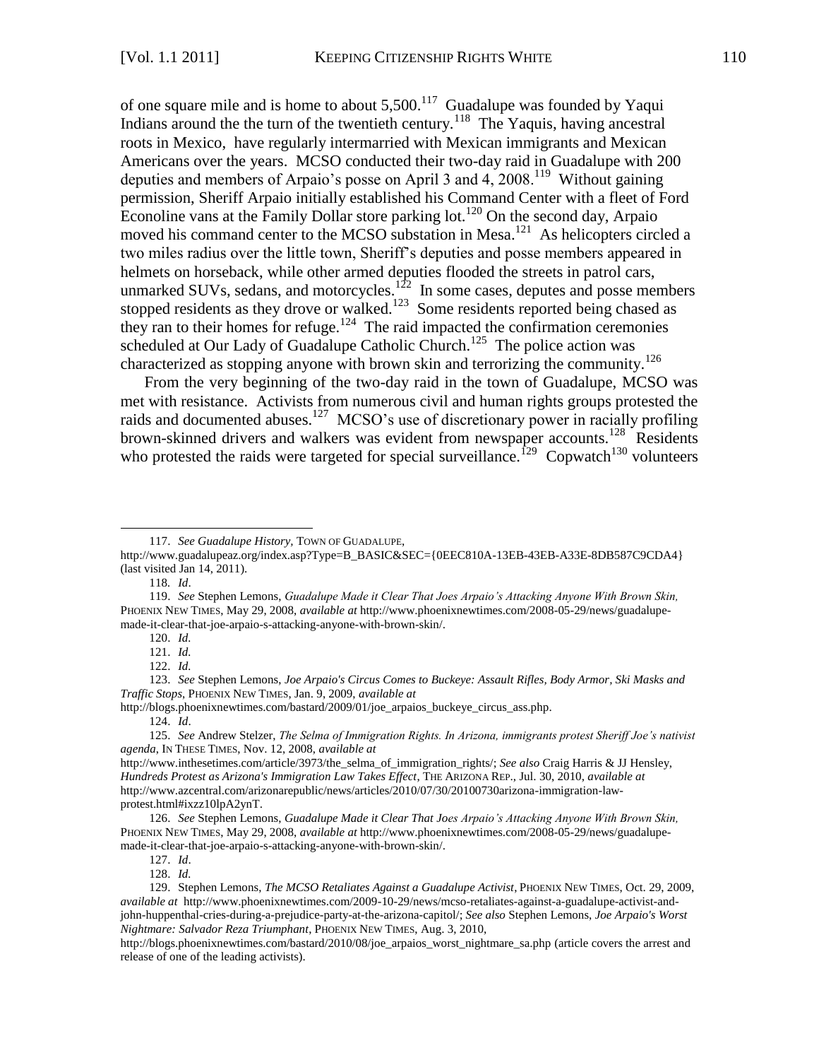of one square mile and is home to about 5,500.[117] Guadalupe was founded by Yaqui Indians around the the turn of the twentieth century.[118] The Yaquis, having ancestral roots in Mexico, have regularly intermarried with Mexican immigrants and Mexican Americans over the years. MCSO conducted their two-day raid in Guadalupe with 200 deputies and members of Arpaio's posse on April 3 and 4, 2008.[119] Without gaining permission, Sheriff Arpaio initially established his Command Center with a fleet of Ford Econoline vans at the Family Dollar store parking lot.[120] On the second day, Arpaio moved his command center to the MCSO substation in Mesa.[121] As helicopters circled a two miles radius over the little town, Sheriff's deputies and posse members appeared in helmets on horseback, while other armed deputies flooded the streets in patrol cars, unmarked SUVs, sedans, and motorcycles.[122] In some cases, deputes and posse members stopped residents as they drove or walked.[123] Some residents reported being chased as they ran to their homes for refuge.[124] The raid impacted the confirmation ceremonies scheduled at Our Lady of Guadalupe Catholic Church.[125] The police action was characterized as stopping anyone with brown skin and terrorizing the community.[126]

From the very beginning of the two-day raid in the town of Guadalupe, MCSO was met with resistance. Activists from numerous civil and human rights groups protested the raids and documented abuses.[127] MCSO's use of discretionary power in racially profiling brown-skinned drivers and walkers was evident from newspaper accounts.[128] Residents who protested the raids were targeted for special surveillance.[129] Copwatch[130] volunteers

---

117. *See Guadalupe History*, TOWN OF GUADALUPE, http://www.guadalupeaz.org/index.asp?Type=B_BASIC&SEC={0EEC810A-13EB-43EB-A33E-8DB587C9CDA4} (last visited Jan 14, 2011).

118. *Id*.

119. *See* Stephen Lemons, *Guadalupe Made it Clear That Joes Arpaio's Attacking Anyone With Brown Skin,* PHOENIX NEW TIMES, May 29, 2008, *available at* http://www.phoenixnewtimes.com/2008-05-29/news/guadalupe-made-it-clear-that-joe-arpaio-s-attacking-anyone-with-brown-skin/.

120. *Id.*

121. *Id.*

122. *Id.*

123. *See* Stephen Lemons, *Joe Arpaio's Circus Comes to Buckeye: Assault Rifles, Body Armor, Ski Masks and Traffic Stops*, PHOENIX NEW TIMES, Jan. 9, 2009, *available at* http://blogs.phoenixnewtimes.com/bastard/2009/01/joe_arpaios_buckeye_circus_ass.php.

124. *Id*.

125. *See* Andrew Stelzer, *The Selma of Immigration Rights. In Arizona, immigrants protest Sheriff Joe's nativist agenda*, IN THESE TIMES, Nov. 12, 2008, *available at* http://www.inthesetimes.com/article/3973/the_selma_of_immigration_rights/; *See also* Craig Harris & JJ Hensley, *Hundreds Protest as Arizona's Immigration Law Takes Effect*, THE ARIZONA REP., Jul. 30, 2010, *available at* http://www.azcentral.com/arizonarepublic/news/articles/2010/07/30/20100730arizona-immigration-law-protest.html#ixzz10lpA2ynT.

126. *See* Stephen Lemons, *Guadalupe Made it Clear That Joes Arpaio's Attacking Anyone With Brown Skin,* PHOENIX NEW TIMES, May 29, 2008, *available at* http://www.phoenixnewtimes.com/2008-05-29/news/guadalupe-made-it-clear-that-joe-arpaio-s-attacking-anyone-with-brown-skin/.

127. *Id*.

128. *Id.*

129. Stephen Lemons, *The MCSO Retaliates Against a Guadalupe Activist*, PHOENIX NEW TIMES, Oct. 29, 2009, *available at* http://www.phoenixnewtimes.com/2009-10-29/news/mcso-retaliates-against-a-guadalupe-activist-and-john-huppenthal-cries-during-a-prejudice-party-at-the-arizona-capitol/; *See also* Stephen Lemons, *Joe Arpaio's Worst Nightmare: Salvador Reza Triumphant*, PHOENIX NEW TIMES, Aug. 3, 2010, http://blogs.phoenixnewtimes.com/bastard/2010/08/joe_arpaios_worst_nightmare_sa.php (article covers the arrest and release of one of the leading activists).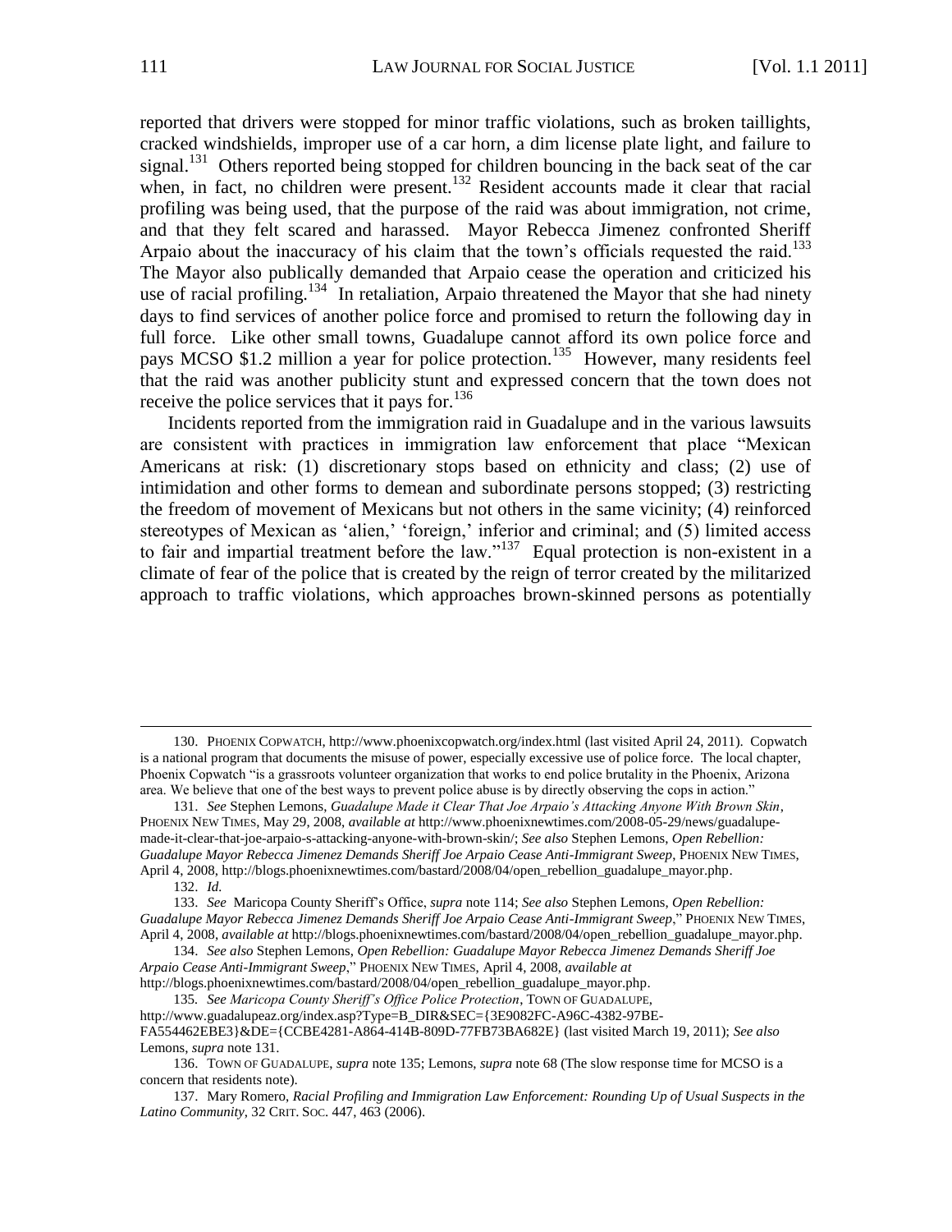reported that drivers were stopped for minor traffic violations, such as broken taillights, cracked windshields, improper use of a car horn, a dim license plate light, and failure to signal.[131] Others reported being stopped for children bouncing in the back seat of the car when, in fact, no children were present.[132] Resident accounts made it clear that racial profiling was being used, that the purpose of the raid was about immigration, not crime, and that they felt scared and harassed. Mayor Rebecca Jimenez confronted Sheriff Arpaio about the inaccuracy of his claim that the town's officials requested the raid.[133] The Mayor also publically demanded that Arpaio cease the operation and criticized his use of racial profiling.[134] In retaliation, Arpaio threatened the Mayor that she had ninety days to find services of another police force and promised to return the following day in full force. Like other small towns, Guadalupe cannot afford its own police force and pays MCSO $1.2 million a year for police protection.[135] However, many residents feel that the raid was another publicity stunt and expressed concern that the town does not receive the police services that it pays for.[136]

Incidents reported from the immigration raid in Guadalupe and in the various lawsuits are consistent with practices in immigration law enforcement that place "Mexican Americans at risk: (1) discretionary stops based on ethnicity and class; (2) use of intimidation and other forms to demean and subordinate persons stopped; (3) restricting the freedom of movement of Mexicans but not others in the same vicinity; (4) reinforced stereotypes of Mexican as 'alien,' 'foreign,' inferior and criminal; and (5) limited access to fair and impartial treatment before the law."[137] Equal protection is non-existent in a climate of fear of the police that is created by the reign of terror created by the militarized approach to traffic violations, which approaches brown-skinned persons as potentially

---

130. PHOENIX COPWATCH, http://www.phoenixcopwatch.org/index.html (last visited April 24, 2011). Copwatch is a national program that documents the misuse of power, especially excessive use of police force. The local chapter, Phoenix Copwatch "is a grassroots volunteer organization that works to end police brutality in the Phoenix, Arizona area. We believe that one of the best ways to prevent police abuse is by directly observing the cops in action."

131. *See* Stephen Lemons, *Guadalupe Made it Clear That Joe Arpaio's Attacking Anyone With Brown Skin*, PHOENIX NEW TIMES, May 29, 2008, *available at* http://www.phoenixnewtimes.com/2008-05-29/news/guadalupe-made-it-clear-that-joe-arpaio-s-attacking-anyone-with-brown-skin/; *See also* Stephen Lemons, *Open Rebellion: Guadalupe Mayor Rebecca Jimenez Demands Sheriff Joe Arpaio Cease Anti-Immigrant Sweep*, PHOENIX NEW TIMES, April 4, 2008, http://blogs.phoenixnewtimes.com/bastard/2008/04/open_rebellion_guadalupe_mayor.php.

132. *Id.*

133. *See* Maricopa County Sheriff's Office, *supra* note 114; *See also* Stephen Lemons, *Open Rebellion: Guadalupe Mayor Rebecca Jimenez Demands Sheriff Joe Arpaio Cease Anti-Immigrant Sweep*," PHOENIX NEW TIMES, April 4, 2008, *available at* http://blogs.phoenixnewtimes.com/bastard/2008/04/open_rebellion_guadalupe_mayor.php.

134. *See also* Stephen Lemons, *Open Rebellion: Guadalupe Mayor Rebecca Jimenez Demands Sheriff Joe Arpaio Cease Anti-Immigrant Sweep*," PHOENIX NEW TIMES, April 4, 2008, *available at* http://blogs.phoenixnewtimes.com/bastard/2008/04/open_rebellion_guadalupe_mayor.php.

135. *See Maricopa County Sheriff's Office Police Protection*, TOWN OF GUADALUPE, http://www.guadalupeaz.org/index.asp?Type=B_DIR&SEC={3E9082FC-A96C-4382-97BE-FA554462EBE3}&DE={CCBE4281-A864-414B-809D-77FB73BA682E} (last visited March 19, 2011); *See also* Lemons, *supra* note 131.

136. TOWN OF GUADALUPE, *supra* note 135; Lemons, *supra* note 68 (The slow response time for MCSO is a concern that residents note).

137. Mary Romero, *Racial Profiling and Immigration Law Enforcement: Rounding Up of Usual Suspects in the Latino Community*, 32 CRIT. SOC. 447, 463 (2006).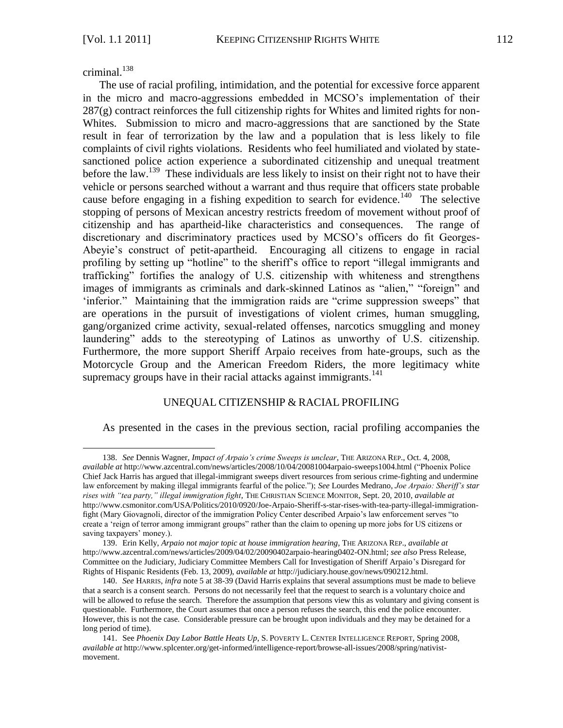criminal.[138]

The use of racial profiling, intimidation, and the potential for excessive force apparent in the micro and macro-aggressions embedded in MCSO's implementation of their 287(g) contract reinforces the full citizenship rights for Whites and limited rights for non-Whites. Submission to micro and macro-aggressions that are sanctioned by the State result in fear of terrorization by the law and a population that is less likely to file complaints of civil rights violations. Residents who feel humiliated and violated by state-sanctioned police action experience a subordinated citizenship and unequal treatment before the law.[139] These individuals are less likely to insist on their right not to have their vehicle or persons searched without a warrant and thus require that officers state probable cause before engaging in a fishing expedition to search for evidence.[140] The selective stopping of persons of Mexican ancestry restricts freedom of movement without proof of citizenship and has apartheid-like characteristics and consequences. The range of discretionary and discriminatory practices used by MCSO's officers do fit Georges-Abeyie's construct of petit-apartheid. Encouraging all citizens to engage in racial profiling by setting up "hotline" to the sheriff's office to report "illegal immigrants and trafficking" fortifies the analogy of U.S. citizenship with whiteness and strengthens images of immigrants as criminals and dark-skinned Latinos as "alien," "foreign" and 'inferior." Maintaining that the immigration raids are "crime suppression sweeps" that are operations in the pursuit of investigations of violent crimes, human smuggling, gang/organized crime activity, sexual-related offenses, narcotics smuggling and money laundering" adds to the stereotyping of Latinos as unworthy of U.S. citizenship. Furthermore, the more support Sheriff Arpaio receives from hate-groups, such as the Motorcycle Group and the American Freedom Riders, the more legitimacy white supremacy groups have in their racial attacks against immigrants.[141]

## UNEQUAL CITIZENSHIP & RACIAL PROFILING

As presented in the cases in the previous section, racial profiling accompanies the

---

138. *See* Dennis Wagner, *Impact of Arpaio's crime Sweeps is unclear*, THE ARIZONA REP., Oct. 4, 2008, *available at* http://www.azcentral.com/news/articles/2008/10/04/20081004arpaio-sweeps1004.html ("Phoenix Police Chief Jack Harris has argued that illegal-immigrant sweeps divert resources from serious crime-fighting and undermine law enforcement by making illegal immigrants fearful of the police."); *See* Lourdes Medrano, *Joe Arpaio: Sheriff's star rises with "tea party," illegal immigration fight*, THE CHRISTIAN SCIENCE MONITOR, Sept. 20, 2010, *available at* http://www.csmonitor.com/USA/Politics/2010/0920/Joe-Arpaio-Sheriff-s-star-rises-with-tea-party-illegal-immigration-fight (Mary Giovagnoli, director of the immigration Policy Center described Arpaio's law enforcement serves "to create a 'reign of terror among immigrant groups" rather than the claim to opening up more jobs for US citizens or saving taxpayers' money.).

139. Erin Kelly, *Arpaio not major topic at house immigration hearing*, THE ARIZONA REP., *available at* http://www.azcentral.com/news/articles/2009/04/02/20090402arpaio-hearing0402-ON.html; *see also* Press Release, Committee on the Judiciary, Judiciary Committee Members Call for Investigation of Sheriff Arpaio's Disregard for Rights of Hispanic Residents (Feb. 13, 2009), *available at* http://judiciary.house.gov/news/090212.html.

140. *See* HARRIS, *infra* note 5 at 38-39 (David Harris explains that several assumptions must be made to believe that a search is a consent search. Persons do not necessarily feel that the request to search is a voluntary choice and will be allowed to refuse the search. Therefore the assumption that persons view this as voluntary and giving consent is questionable. Furthermore, the Court assumes that once a person refuses the search, this end the police encounter. However, this is not the case. Considerable pressure can be brought upon individuals and they may be detained for a long period of time).

141. See *Phoenix Day Labor Battle Heats Up*, S. POVERTY L. CENTER INTELLIGENCE REPORT, Spring 2008, *available at* http://www.splcenter.org/get-informed/intelligence-report/browse-all-issues/2008/spring/nativist-movement.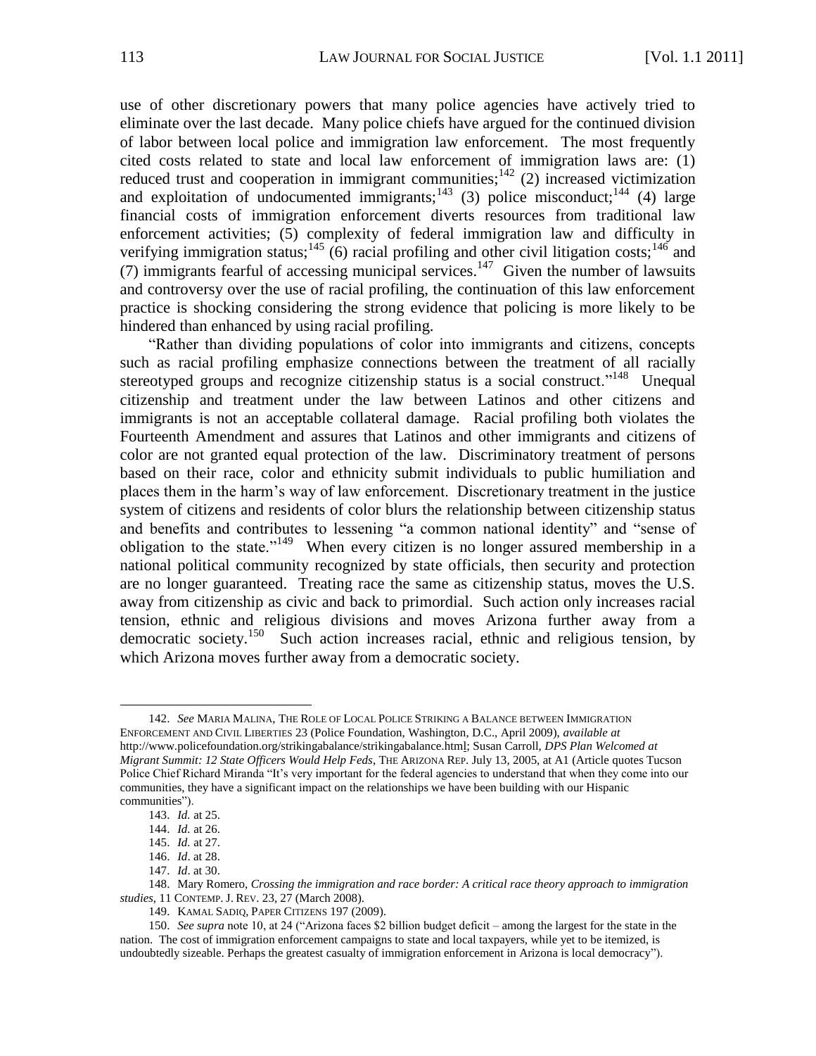use of other discretionary powers that many police agencies have actively tried to eliminate over the last decade. Many police chiefs have argued for the continued division of labor between local police and immigration law enforcement. The most frequently cited costs related to state and local law enforcement of immigration laws are: (1) reduced trust and cooperation in immigrant communities;[142] (2) increased victimization and exploitation of undocumented immigrants;[143] (3) police misconduct;[144] (4) large financial costs of immigration enforcement diverts resources from traditional law enforcement activities; (5) complexity of federal immigration law and difficulty in verifying immigration status;[145] (6) racial profiling and other civil litigation costs;[146] and (7) immigrants fearful of accessing municipal services.[147] Given the number of lawsuits and controversy over the use of racial profiling, the continuation of this law enforcement practice is shocking considering the strong evidence that policing is more likely to be hindered than enhanced by using racial profiling.

"Rather than dividing populations of color into immigrants and citizens, concepts such as racial profiling emphasize connections between the treatment of all racially stereotyped groups and recognize citizenship status is a social construct."[148] Unequal citizenship and treatment under the law between Latinos and other citizens and immigrants is not an acceptable collateral damage. Racial profiling both violates the Fourteenth Amendment and assures that Latinos and other immigrants and citizens of color are not granted equal protection of the law. Discriminatory treatment of persons based on their race, color and ethnicity submit individuals to public humiliation and places them in the harm's way of law enforcement. Discretionary treatment in the justice system of citizens and residents of color blurs the relationship between citizenship status and benefits and contributes to lessening "a common national identity" and "sense of obligation to the state."[149] When every citizen is no longer assured membership in a national political community recognized by state officials, then security and protection are no longer guaranteed. Treating race the same as citizenship status, moves the U.S. away from citizenship as civic and back to primordial. Such action only increases racial tension, ethnic and religious divisions and moves Arizona further away from a democratic society.[150] Such action increases racial, ethnic and religious tension, by which Arizona moves further away from a democratic society.

---

142. *See* MARIA MALINA, THE ROLE OF LOCAL POLICE STRIKING A BALANCE BETWEEN IMMIGRATION ENFORCEMENT AND CIVIL LIBERTIES 23 (Police Foundation, Washington, D.C., April 2009), *available at* http://www.policefoundation.org/strikingabalance/strikingabalance.html; Susan Carroll, *DPS Plan Welcomed at Migrant Summit: 12 State Officers Would Help Feds*, THE ARIZONA REP. July 13, 2005, at A1 (Article quotes Tucson Police Chief Richard Miranda "It's very important for the federal agencies to understand that when they come into our communities, they have a significant impact on the relationships we have been building with our Hispanic communities").

143. *Id.* at 25.

144. *Id.* at 26.

145. *Id.* at 27.

146. *Id*. at 28.

147. *Id*. at 30.

148. Mary Romero, *Crossing the immigration and race border: A critical race theory approach to immigration studies*, 11 CONTEMP. J. REV. 23, 27 (March 2008).

149. KAMAL SADIQ, PAPER CITIZENS 197 (2009).

150. *See supra* note 10, at 24 ("Arizona faces $2 billion budget deficit – among the largest for the state in the nation. The cost of immigration enforcement campaigns to state and local taxpayers, while yet to be itemized, is undoubtedly sizeable. Perhaps the greatest casualty of immigration enforcement in Arizona is local democracy").